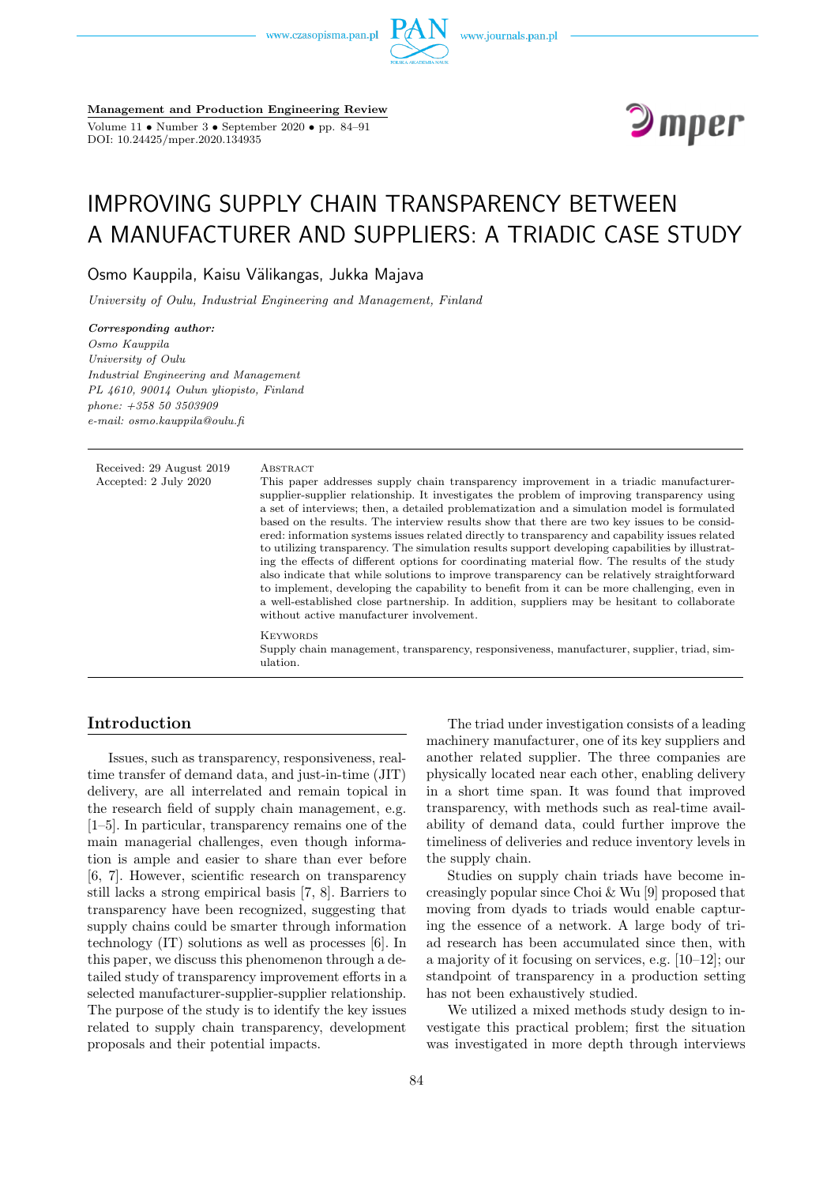**Management and Production Engineering Review**

Volume 11 • Number 3 • September 2020 • pp. 84–91
DOI: 10.24425/mper.2020.134935

# IMPROVING SUPPLY CHAIN TRANSPARENCY BETWEEN A MANUFACTURER AND SUPPLIERS: A TRIADIC CASE STUDY

Osmo Kauppila, Kaisu Välikangas, Jukka Majava

*University of Oulu, Industrial Engineering and Management, Finland*

***Corresponding author:***
*Osmo Kauppila*
*University of Oulu*
*Industrial Engineering and Management*
*PL 4610, 90014 Oulun yliopisto, Finland*
*phone: +358 50 3503909*
*e-mail: osmo.kauppila@oulu.fi*

Received: 29 August 2019
Accepted: 2 July 2020

Abstract

This paper addresses supply chain transparency improvement in a triadic manufacturer-supplier-supplier relationship. It investigates the problem of improving transparency using a set of interviews; then, a detailed problematization and a simulation model is formulated based on the results. The interview results show that there are two key issues to be considered: information systems issues related directly to transparency and capability issues related to utilizing transparency. The simulation results support developing capabilities by illustrating the effects of different options for coordinating material flow. The results of the study also indicate that while solutions to improve transparency can be relatively straightforward to implement, developing the capability to benefit from it can be more challenging, even in a well-established close partnership. In addition, suppliers may be hesitant to collaborate without active manufacturer involvement.

Keywords

Supply chain management, transparency, responsiveness, manufacturer, supplier, triad, simulation.

## Introduction

Issues, such as transparency, responsiveness, real-time transfer of demand data, and just-in-time (JIT) delivery, are all interrelated and remain topical in the research field of supply chain management, e.g. [1–5]. In particular, transparency remains one of the main managerial challenges, even though information is ample and easier to share than ever before [6, 7]. However, scientific research on transparency still lacks a strong empirical basis [7, 8]. Barriers to transparency have been recognized, suggesting that supply chains could be smarter through information technology (IT) solutions as well as processes [6]. In this paper, we discuss this phenomenon through a detailed study of transparency improvement efforts in a selected manufacturer-supplier-supplier relationship. The purpose of the study is to identify the key issues related to supply chain transparency, development proposals and their potential impacts.

The triad under investigation consists of a leading machinery manufacturer, one of its key suppliers and another related supplier. The three companies are physically located near each other, enabling delivery in a short time span. It was found that improved transparency, with methods such as real-time availability of demand data, could further improve the timeliness of deliveries and reduce inventory levels in the supply chain.

Studies on supply chain triads have become increasingly popular since Choi & Wu [9] proposed that moving from dyads to triads would enable capturing the essence of a network. A large body of triad research has been accumulated since then, with a majority of it focusing on services, e.g. [10–12]; our standpoint of transparency in a production setting has not been exhaustively studied.

We utilized a mixed methods study design to investigate this practical problem; first the situation was investigated in more depth through interviews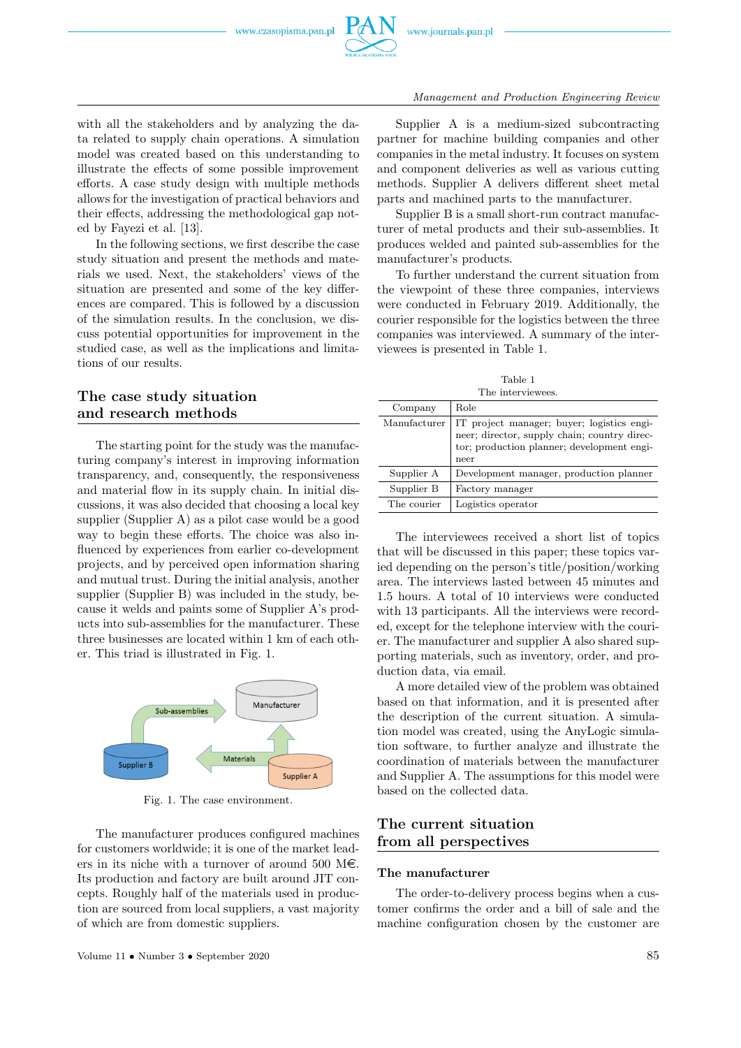with all the stakeholders and by analyzing the data related to supply chain operations. A simulation model was created based on this understanding to illustrate the effects of some possible improvement efforts. A case study design with multiple methods allows for the investigation of practical behaviors and their effects, addressing the methodological gap noted by Fayezi et al. [13].

In the following sections, we first describe the case study situation and present the methods and materials we used. Next, the stakeholders' views of the situation are presented and some of the key differences are compared. This is followed by a discussion of the simulation results. In the conclusion, we discuss potential opportunities for improvement in the studied case, as well as the implications and limitations of our results.

## The case study situation and research methods

The starting point for the study was the manufacturing company's interest in improving information transparency, and, consequently, the responsiveness and material flow in its supply chain. In initial discussions, it was also decided that choosing a local key supplier (Supplier A) as a pilot case would be a good way to begin these efforts. The choice was also influenced by experiences from earlier co-development projects, and by perceived open information sharing and mutual trust. During the initial analysis, another supplier (Supplier B) was included in the study, because it welds and paints some of Supplier A's products into sub-assemblies for the manufacturer. These three businesses are located within 1 km of each other. This triad is illustrated in Fig. 1.

Fig. 1. The case environment.

The manufacturer produces configured machines for customers worldwide; it is one of the market leaders in its niche with a turnover of around 500 M€. Its production and factory are built around JIT concepts. Roughly half of the materials used in production are sourced from local suppliers, a vast majority of which are from domestic suppliers.

Supplier A is a medium-sized subcontracting partner for machine building companies and other companies in the metal industry. It focuses on system and component deliveries as well as various cutting methods. Supplier A delivers different sheet metal parts and machined parts to the manufacturer.

Supplier B is a small short-run contract manufacturer of metal products and their sub-assemblies. It produces welded and painted sub-assemblies for the manufacturer's products.

To further understand the current situation from the viewpoint of these three companies, interviews were conducted in February 2019. Additionally, the courier responsible for the logistics between the three companies was interviewed. A summary of the interviewees is presented in Table 1.

Table 1
The interviewees.

| Company | Role |
|---|---|
| Manufacturer | IT project manager; buyer; logistics engineer; director, supply chain; country director; production planner; development engineer |
| Supplier A | Development manager, production planner |
| Supplier B | Factory manager |
| The courier | Logistics operator |

The interviewees received a short list of topics that will be discussed in this paper; these topics varied depending on the person's title/position/working area. The interviews lasted between 45 minutes and 1.5 hours. A total of 10 interviews were conducted with 13 participants. All the interviews were recorded, except for the telephone interview with the courier. The manufacturer and supplier A also shared supporting materials, such as inventory, order, and production data, via email.

A more detailed view of the problem was obtained based on that information, and it is presented after the description of the current situation. A simulation model was created, using the AnyLogic simulation software, to further analyze and illustrate the coordination of materials between the manufacturer and Supplier A. The assumptions for this model were based on the collected data.

## The current situation from all perspectives

### The manufacturer

The order-to-delivery process begins when a customer confirms the order and a bill of sale and the machine configuration chosen by the customer are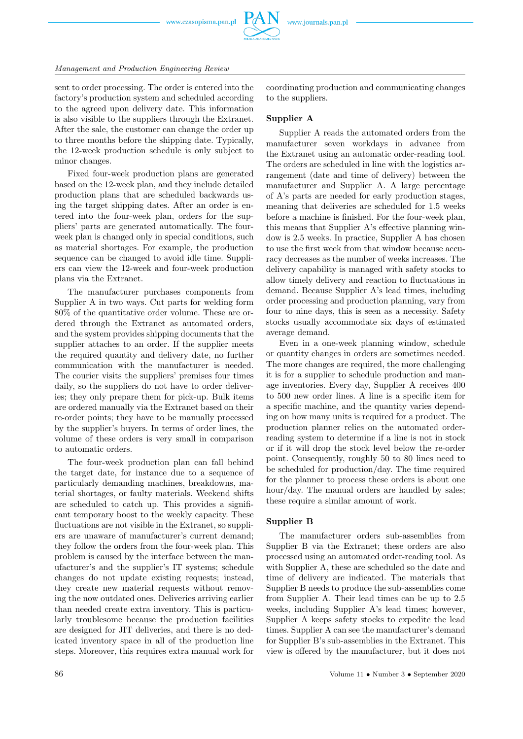sent to order processing. The order is entered into the factory's production system and scheduled according to the agreed upon delivery date. This information is also visible to the suppliers through the Extranet. After the sale, the customer can change the order up to three months before the shipping date. Typically, the 12-week production schedule is only subject to minor changes.

Fixed four-week production plans are generated based on the 12-week plan, and they include detailed production plans that are scheduled backwards using the target shipping dates. After an order is entered into the four-week plan, orders for the suppliers' parts are generated automatically. The four-week plan is changed only in special conditions, such as material shortages. For example, the production sequence can be changed to avoid idle time. Suppliers can view the 12-week and four-week production plans via the Extranet.

The manufacturer purchases components from Supplier A in two ways. Cut parts for welding form 80% of the quantitative order volume. These are ordered through the Extranet as automated orders, and the system provides shipping documents that the supplier attaches to an order. If the supplier meets the required quantity and delivery date, no further communication with the manufacturer is needed. The courier visits the suppliers' premises four times daily, so the suppliers do not have to order deliveries; they only prepare them for pick-up. Bulk items are ordered manually via the Extranet based on their re-order points; they have to be manually processed by the supplier's buyers. In terms of order lines, the volume of these orders is very small in comparison to automatic orders.

The four-week production plan can fall behind the target date, for instance due to a sequence of particularly demanding machines, breakdowns, material shortages, or faulty materials. Weekend shifts are scheduled to catch up. This provides a significant temporary boost to the weekly capacity. These fluctuations are not visible in the Extranet, so suppliers are unaware of manufacturer's current demand; they follow the orders from the four-week plan. This problem is caused by the interface between the manufacturer's and the supplier's IT systems; schedule changes do not update existing requests; instead, they create new material requests without removing the now outdated ones. Deliveries arriving earlier than needed create extra inventory. This is particularly troublesome because the production facilities are designed for JIT deliveries, and there is no dedicated inventory space in all of the production line steps. Moreover, this requires extra manual work for coordinating production and communicating changes to the suppliers.

**Supplier A**

Supplier A reads the automated orders from the manufacturer seven workdays in advance from the Extranet using an automatic order-reading tool. The orders are scheduled in line with the logistics arrangement (date and time of delivery) between the manufacturer and Supplier A. A large percentage of A's parts are needed for early production stages, meaning that deliveries are scheduled for 1.5 weeks before a machine is finished. For the four-week plan, this means that Supplier A's effective planning window is 2.5 weeks. In practice, Supplier A has chosen to use the first week from that window because accuracy decreases as the number of weeks increases. The delivery capability is managed with safety stocks to allow timely delivery and reaction to fluctuations in demand. Because Supplier A's lead times, including order processing and production planning, vary from four to nine days, this is seen as a necessity. Safety stocks usually accommodate six days of estimated average demand.

Even in a one-week planning window, schedule or quantity changes in orders are sometimes needed. The more changes are required, the more challenging it is for a supplier to schedule production and manage inventories. Every day, Supplier A receives 400 to 500 new order lines. A line is a specific item for a specific machine, and the quantity varies depending on how many units is required for a product. The production planner relies on the automated order-reading system to determine if a line is not in stock or if it will drop the stock level below the re-order point. Consequently, roughly 50 to 80 lines need to be scheduled for production/day. The time required for the planner to process these orders is about one hour/day. The manual orders are handled by sales; these require a similar amount of work.

**Supplier B**

The manufacturer orders sub-assemblies from Supplier B via the Extranet; these orders are also processed using an automated order-reading tool. As with Supplier A, these are scheduled so the date and time of delivery are indicated. The materials that Supplier B needs to produce the sub-assemblies come from Supplier A. Their lead times can be up to 2.5 weeks, including Supplier A's lead times; however, Supplier A keeps safety stocks to expedite the lead times. Supplier A can see the manufacturer's demand for Supplier B's sub-assemblies in the Extranet. This view is offered by the manufacturer, but it does not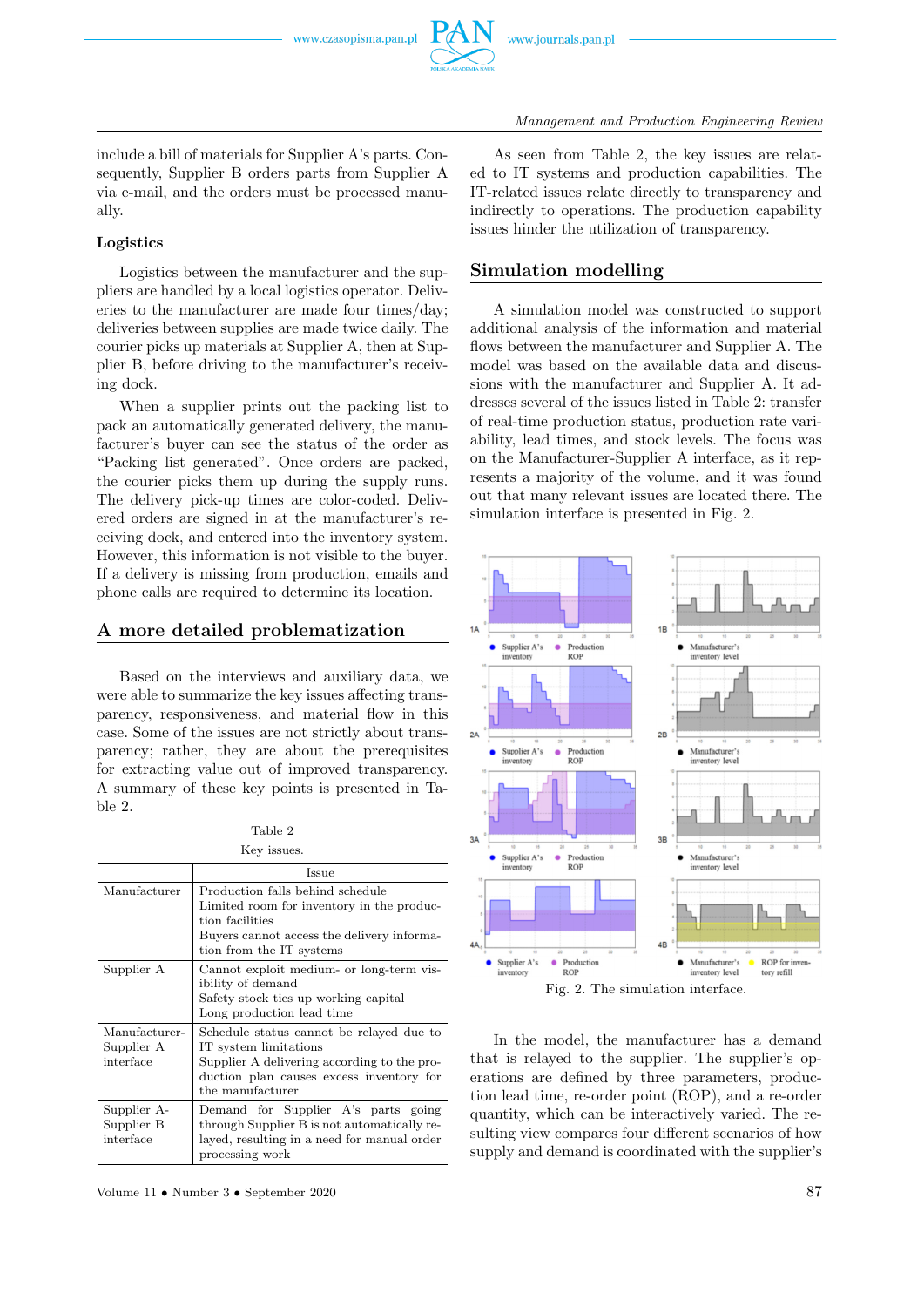include a bill of materials for Supplier A's parts. Consequently, Supplier B orders parts from Supplier A via e-mail, and the orders must be processed manually.

### Logistics

Logistics between the manufacturer and the suppliers are handled by a local logistics operator. Deliveries to the manufacturer are made four times/day; deliveries between supplies are made twice daily. The courier picks up materials at Supplier A, then at Supplier B, before driving to the manufacturer's receiving dock.

When a supplier prints out the packing list to pack an automatically generated delivery, the manufacturer's buyer can see the status of the order as "Packing list generated". Once orders are packed, the courier picks them up during the supply runs. The delivery pick-up times are color-coded. Delivered orders are signed in at the manufacturer's receiving dock, and entered into the inventory system. However, this information is not visible to the buyer. If a delivery is missing from production, emails and phone calls are required to determine its location.

## A more detailed problematization

Based on the interviews and auxiliary data, we were able to summarize the key issues affecting transparency, responsiveness, and material flow in this case. Some of the issues are not strictly about transparency; rather, they are about the prerequisites for extracting value out of improved transparency. A summary of these key points is presented in Table 2.

Table 2
Key issues.

| | Issue |
|---|---|
| Manufacturer | Production falls behind schedule<br>Limited room for inventory in the production facilities<br>Buyers cannot access the delivery information from the IT systems |
| Supplier A | Cannot exploit medium- or long-term visibility of demand<br>Safety stock ties up working capital<br>Long production lead time |
| Manufacturer-Supplier A interface | Schedule status cannot be relayed due to IT system limitations<br>Supplier A delivering according to the production plan causes excess inventory for the manufacturer |
| Supplier A-Supplier B interface | Demand for Supplier A's parts going through Supplier B is not automatically relayed, resulting in a need for manual order processing work |

As seen from Table 2, the key issues are related to IT systems and production capabilities. The IT-related issues relate directly to transparency and indirectly to operations. The production capability issues hinder the utilization of transparency.

## Simulation modelling

A simulation model was constructed to support additional analysis of the information and material flows between the manufacturer and Supplier A. The model was based on the available data and discussions with the manufacturer and Supplier A. It addresses several of the issues listed in Table 2: transfer of real-time production status, production rate variability, lead times, and stock levels. The focus was on the Manufacturer-Supplier A interface, as it represents a majority of the volume, and it was found out that many relevant issues are located there. The simulation interface is presented in Fig. 2.

Fig. 2. The simulation interface.

In the model, the manufacturer has a demand that is relayed to the supplier. The supplier's operations are defined by three parameters, production lead time, re-order point (ROP), and a re-order quantity, which can be interactively varied. The resulting view compares four different scenarios of how supply and demand is coordinated with the supplier's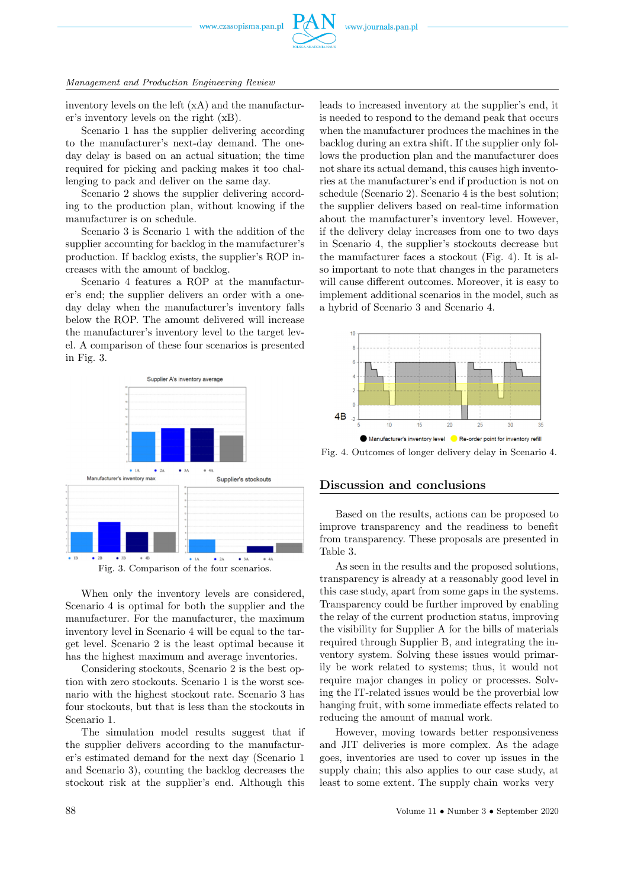inventory levels on the left (xA) and the manufacturer's inventory levels on the right (xB).

Scenario 1 has the supplier delivering according to the manufacturer's next-day demand. The one-day delay is based on an actual situation; the time required for picking and packing makes it too challenging to pack and deliver on the same day.

Scenario 2 shows the supplier delivering according to the production plan, without knowing if the manufacturer is on schedule.

Scenario 3 is Scenario 1 with the addition of the supplier accounting for backlog in the manufacturer's production. If backlog exists, the supplier's ROP increases with the amount of backlog.

Scenario 4 features a ROP at the manufacturer's end; the supplier delivers an order with a one-day delay when the manufacturer's inventory falls below the ROP. The amount delivered will increase the manufacturer's inventory level to the target level. A comparison of these four scenarios is presented in Fig. 3.

Fig. 3. Comparison of the four scenarios.

When only the inventory levels are considered, Scenario 4 is optimal for both the supplier and the manufacturer. For the manufacturer, the maximum inventory level in Scenario 4 will be equal to the target level. Scenario 2 is the least optimal because it has the highest maximum and average inventories.

Considering stockouts, Scenario 2 is the best option with zero stockouts. Scenario 1 is the worst scenario with the highest stockout rate. Scenario 3 has four stockouts, but that is less than the stockouts in Scenario 1.

The simulation model results suggest that if the supplier delivers according to the manufacturer's estimated demand for the next day (Scenario 1 and Scenario 3), counting the backlog decreases the stockout risk at the supplier's end. Although this leads to increased inventory at the supplier's end, it is needed to respond to the demand peak that occurs when the manufacturer produces the machines in the backlog during an extra shift. If the supplier only follows the production plan and the manufacturer does not share its actual demand, this causes high inventories at the manufacturer's end if production is not on schedule (Scenario 2). Scenario 4 is the best solution; the supplier delivers based on real-time information about the manufacturer's inventory level. However, if the delivery delay increases from one to two days in Scenario 4, the supplier's stockouts decrease but the manufacturer faces a stockout (Fig. 4). It is also important to note that changes in the parameters will cause different outcomes. Moreover, it is easy to implement additional scenarios in the model, such as a hybrid of Scenario 3 and Scenario 4.

Fig. 4. Outcomes of longer delivery delay in Scenario 4.

## Discussion and conclusions

Based on the results, actions can be proposed to improve transparency and the readiness to benefit from transparency. These proposals are presented in Table 3.

As seen in the results and the proposed solutions, transparency is already at a reasonably good level in this case study, apart from some gaps in the systems. Transparency could be further improved by enabling the relay of the current production status, improving the visibility for Supplier A for the bills of materials required through Supplier B, and integrating the inventory system. Solving these issues would primarily be work related to systems; thus, it would not require major changes in policy or processes. Solving the IT-related issues would be the proverbial low hanging fruit, with some immediate effects related to reducing the amount of manual work.

However, moving towards better responsiveness and JIT deliveries is more complex. As the adage goes, inventories are used to cover up issues in the supply chain; this also applies to our case study, at least to some extent. The supply chain works very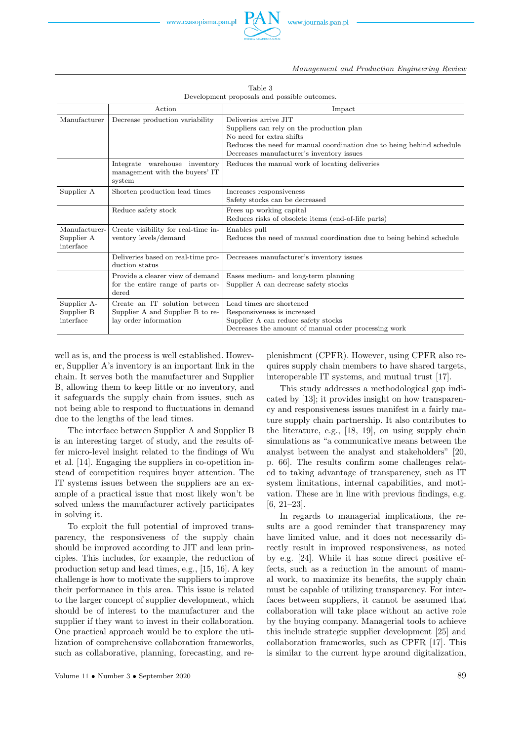Table 3
Development proposals and possible outcomes.

| | Action | Impact |
|---|---|---|
| Manufacturer | Decrease production variability | Deliveries arrive JIT<br>Suppliers can rely on the production plan<br>No need for extra shifts<br>Reduces the need for manual coordination due to being behind schedule<br>Decreases manufacturer's inventory issues |
| | Integrate warehouse inventory management with the buyers' IT system | Reduces the manual work of locating deliveries |
| Supplier A | Shorten production lead times | Increases responsiveness<br>Safety stocks can be decreased |
| | Reduce safety stock | Frees up working capital<br>Reduces risks of obsolete items (end-of-life parts) |
| Manufacturer-Supplier A interface | Create visibility for real-time inventory levels/demand | Enables pull<br>Reduces the need of manual coordination due to being behind schedule |
| | Deliveries based on real-time production status | Decreases manufacturer's inventory issues |
| | Provide a clearer view of demand for the entire range of parts ordered | Eases medium- and long-term planning<br>Supplier A can decrease safety stocks |
| Supplier A-Supplier B interface | Create an IT solution between Supplier A and Supplier B to relay order information | Lead times are shortened<br>Responsiveness is increased<br>Supplier A can reduce safety stocks<br>Decreases the amount of manual order processing work |

well as is, and the process is well established. However, Supplier A's inventory is an important link in the chain. It serves both the manufacturer and Supplier B, allowing them to keep little or no inventory, and it safeguards the supply chain from issues, such as not being able to respond to fluctuations in demand due to the lengths of the lead times.

The interface between Supplier A and Supplier B is an interesting target of study, and the results offer micro-level insight related to the findings of Wu et al. [14]. Engaging the suppliers in co-opetition instead of competition requires buyer attention. The IT systems issues between the suppliers are an example of a practical issue that most likely won't be solved unless the manufacturer actively participates in solving it.

To exploit the full potential of improved transparency, the responsiveness of the supply chain should be improved according to JIT and lean principles. This includes, for example, the reduction of production setup and lead times, e.g., [15, 16]. A key challenge is how to motivate the suppliers to improve their performance in this area. This issue is related to the larger concept of supplier development, which should be of interest to the manufacturer and the supplier if they want to invest in their collaboration. One practical approach would be to explore the utilization of comprehensive collaboration frameworks, such as collaborative, planning, forecasting, and replenishment (CPFR). However, using CPFR also requires supply chain members to have shared targets, interoperable IT systems, and mutual trust [17].

This study addresses a methodological gap indicated by [13]; it provides insight on how transparency and responsiveness issues manifest in a fairly mature supply chain partnership. It also contributes to the literature, e.g., [18, 19], on using supply chain simulations as "a communicative means between the analyst between the analyst and stakeholders" [20, p. 66]. The results confirm some challenges related to taking advantage of transparency, such as IT system limitations, internal capabilities, and motivation. These are in line with previous findings, e.g. [6, 21–23].

In regards to managerial implications, the results are a good reminder that transparency may have limited value, and it does not necessarily directly result in improved responsiveness, as noted by e.g. [24]. While it has some direct positive effects, such as a reduction in the amount of manual work, to maximize its benefits, the supply chain must be capable of utilizing transparency. For interfaces between suppliers, it cannot be assumed that collaboration will take place without an active role by the buying company. Managerial tools to achieve this include strategic supplier development [25] and collaboration frameworks, such as CPFR [17]. This is similar to the current hype around digitalization,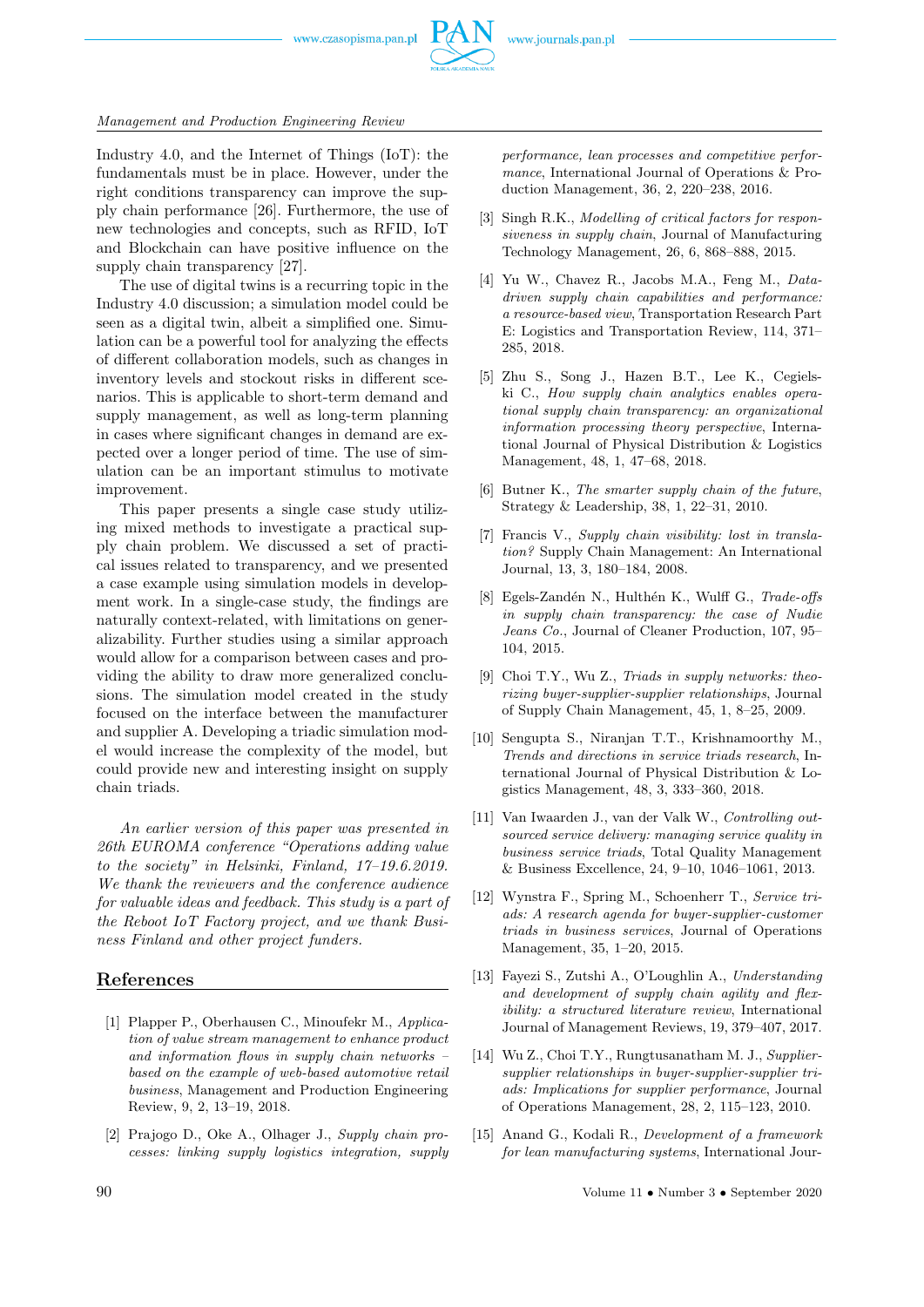Industry 4.0, and the Internet of Things (IoT): the fundamentals must be in place. However, under the right conditions transparency can improve the supply chain performance [26]. Furthermore, the use of new technologies and concepts, such as RFID, IoT and Blockchain can have positive influence on the supply chain transparency [27].

The use of digital twins is a recurring topic in the Industry 4.0 discussion; a simulation model could be seen as a digital twin, albeit a simplified one. Simulation can be a powerful tool for analyzing the effects of different collaboration models, such as changes in inventory levels and stockout risks in different scenarios. This is applicable to short-term demand and supply management, as well as long-term planning in cases where significant changes in demand are expected over a longer period of time. The use of simulation can be an important stimulus to motivate improvement.

This paper presents a single case study utilizing mixed methods to investigate a practical supply chain problem. We discussed a set of practical issues related to transparency, and we presented a case example using simulation models in development work. In a single-case study, the findings are naturally context-related, with limitations on generalizability. Further studies using a similar approach would allow for a comparison between cases and providing the ability to draw more generalized conclusions. The simulation model created in the study focused on the interface between the manufacturer and supplier A. Developing a triadic simulation model would increase the complexity of the model, but could provide new and interesting insight on supply chain triads.

*An earlier version of this paper was presented in 26th EUROMA conference "Operations adding value to the society" in Helsinki, Finland, 17–19.6.2019. We thank the reviewers and the conference audience for valuable ideas and feedback. This study is a part of the Reboot IoT Factory project, and we thank Business Finland and other project funders.*

## References

[1] Plapper P., Oberhausen C., Minoufekr M., *Application of value stream management to enhance product and information flows in supply chain networks – based on the example of web-based automotive retail business*, Management and Production Engineering Review, 9, 2, 13–19, 2018.

[2] Prajogo D., Oke A., Olhager J., *Supply chain processes: linking supply logistics integration, supply performance, lean processes and competitive performance*, International Journal of Operations & Production Management, 36, 2, 220–238, 2016.

[3] Singh R.K., *Modelling of critical factors for responsiveness in supply chain*, Journal of Manufacturing Technology Management, 26, 6, 868–888, 2015.

[4] Yu W., Chavez R., Jacobs M.A., Feng M., *Data-driven supply chain capabilities and performance: a resource-based view*, Transportation Research Part E: Logistics and Transportation Review, 114, 371–285, 2018.

[5] Zhu S., Song J., Hazen B.T., Lee K., Cegielski C., *How supply chain analytics enables operational supply chain transparency: an organizational information processing theory perspective*, International Journal of Physical Distribution & Logistics Management, 48, 1, 47–68, 2018.

[6] Butner K., *The smarter supply chain of the future*, Strategy & Leadership, 38, 1, 22–31, 2010.

[7] Francis V., *Supply chain visibility: lost in translation?* Supply Chain Management: An International Journal, 13, 3, 180–184, 2008.

[8] Egels-Zandén N., Hulthén K., Wulff G., *Trade-offs in supply chain transparency: the case of Nudie Jeans Co.*, Journal of Cleaner Production, 107, 95–104, 2015.

[9] Choi T.Y., Wu Z., *Triads in supply networks: theorizing buyer-supplier-supplier relationships*, Journal of Supply Chain Management, 45, 1, 8–25, 2009.

[10] Sengupta S., Niranjan T.T., Krishnamoorthy M., *Trends and directions in service triads research*, International Journal of Physical Distribution & Logistics Management, 48, 3, 333–360, 2018.

[11] Van Iwaarden J., van der Valk W., *Controlling outsourced service delivery: managing service quality in business service triads*, Total Quality Management & Business Excellence, 24, 9–10, 1046–1061, 2013.

[12] Wynstra F., Spring M., Schoenherr T., *Service triads: A research agenda for buyer-supplier-customer triads in business services*, Journal of Operations Management, 35, 1–20, 2015.

[13] Fayezi S., Zutshi A., O'Loughlin A., *Understanding and development of supply chain agility and flexibility: a structured literature review*, International Journal of Management Reviews, 19, 379–407, 2017.

[14] Wu Z., Choi T.Y., Rungtusanatham M. J., *Supplier-supplier relationships in buyer-supplier-supplier triads: Implications for supplier performance*, Journal of Operations Management, 28, 2, 115–123, 2010.

[15] Anand G., Kodali R., *Development of a framework for lean manufacturing systems*, International Jour-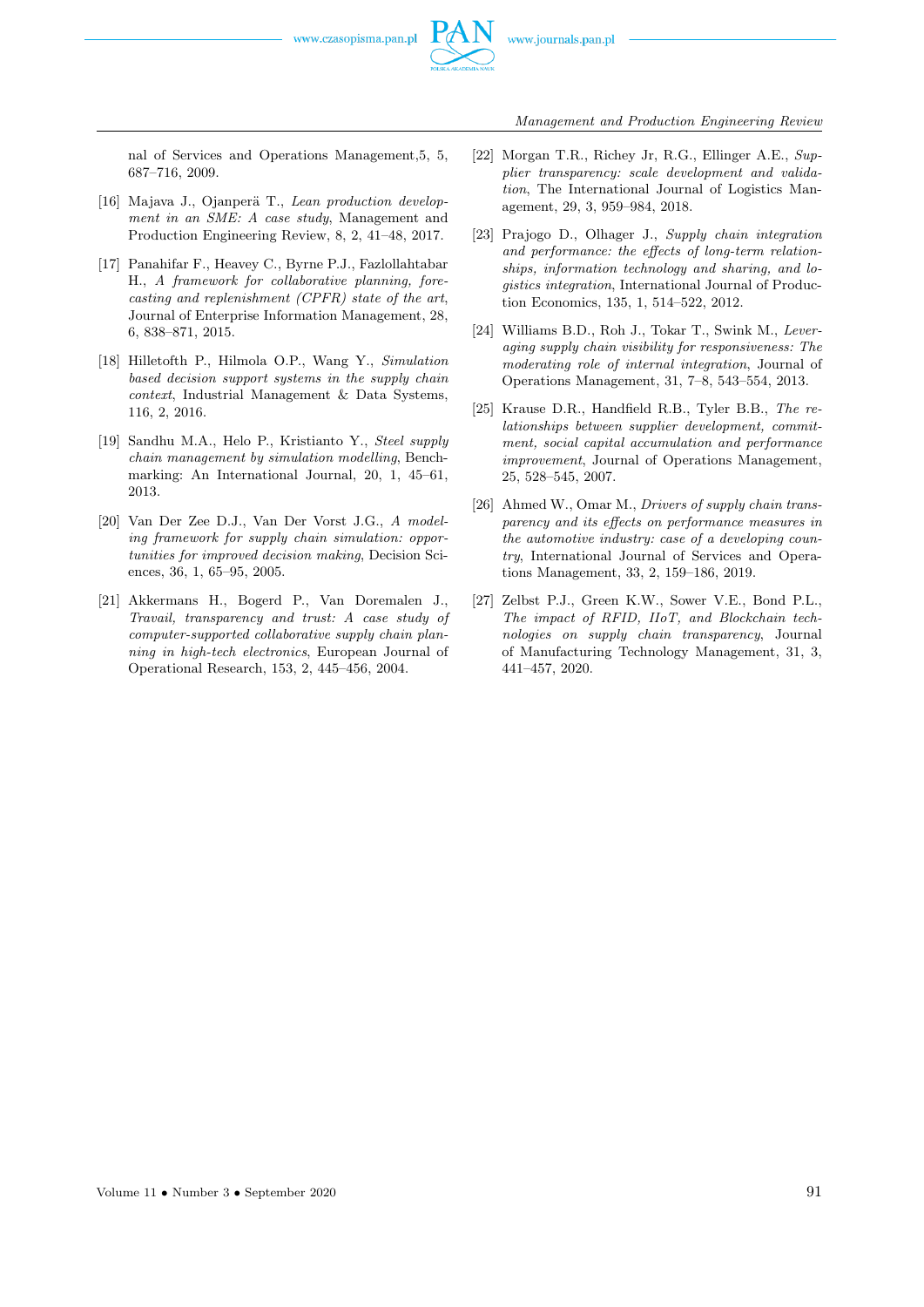nal of Services and Operations Management,5, 5, 687–716, 2009.

[16] Majava J., Ojanperä T., *Lean production development in an SME: A case study*, Management and Production Engineering Review, 8, 2, 41–48, 2017.

[17] Panahifar F., Heavey C., Byrne P.J., Fazlollahtabar H., *A framework for collaborative planning, forecasting and replenishment (CPFR) state of the art*, Journal of Enterprise Information Management, 28, 6, 838–871, 2015.

[18] Hilletofth P., Hilmola O.P., Wang Y., *Simulation based decision support systems in the supply chain context*, Industrial Management & Data Systems, 116, 2, 2016.

[19] Sandhu M.A., Helo P., Kristianto Y., *Steel supply chain management by simulation modelling*, Benchmarking: An International Journal, 20, 1, 45–61, 2013.

[20] Van Der Zee D.J., Van Der Vorst J.G., *A modeling framework for supply chain simulation: opportunities for improved decision making*, Decision Sciences, 36, 1, 65–95, 2005.

[21] Akkermans H., Bogerd P., Van Doremalen J., *Travail, transparency and trust: A case study of computer-supported collaborative supply chain planning in high-tech electronics*, European Journal of Operational Research, 153, 2, 445–456, 2004.

[22] Morgan T.R., Richey Jr, R.G., Ellinger A.E., *Supplier transparency: scale development and validation*, The International Journal of Logistics Management, 29, 3, 959–984, 2018.

[23] Prajogo D., Olhager J., *Supply chain integration and performance: the effects of long-term relationships, information technology and sharing, and logistics integration*, International Journal of Production Economics, 135, 1, 514–522, 2012.

[24] Williams B.D., Roh J., Tokar T., Swink M., *Leveraging supply chain visibility for responsiveness: The moderating role of internal integration*, Journal of Operations Management, 31, 7–8, 543–554, 2013.

[25] Krause D.R., Handfield R.B., Tyler B.B., *The relationships between supplier development, commitment, social capital accumulation and performance improvement*, Journal of Operations Management, 25, 528–545, 2007.

[26] Ahmed W., Omar M., *Drivers of supply chain transparency and its effects on performance measures in the automotive industry: case of a developing country*, International Journal of Services and Operations Management, 33, 2, 159–186, 2019.

[27] Zelbst P.J., Green K.W., Sower V.E., Bond P.L., *The impact of RFID, IIoT, and Blockchain technologies on supply chain transparency*, Journal of Manufacturing Technology Management, 31, 3, 441–457, 2020.